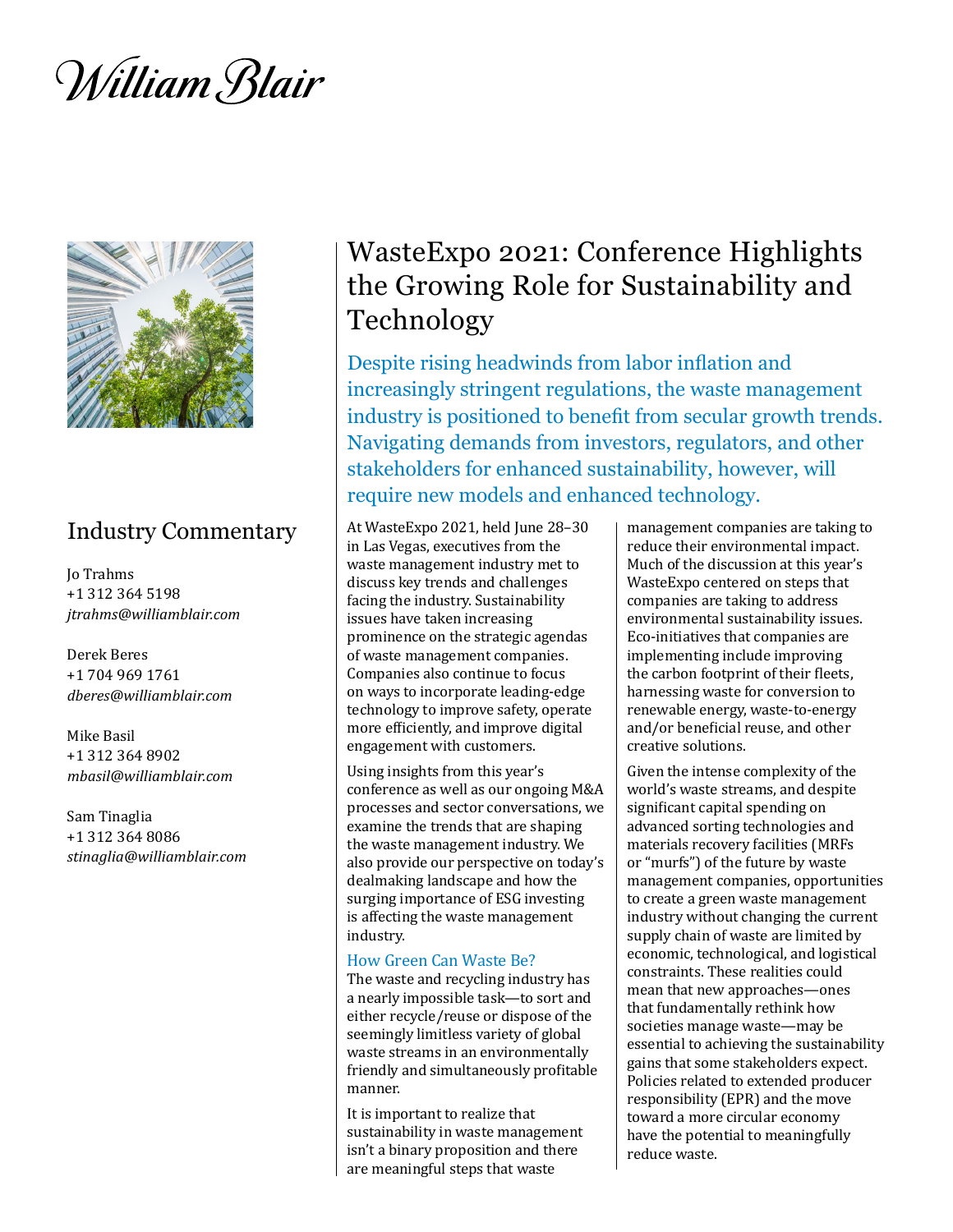William Blair

# WasteExpo 2021: Conference Highlights the Growing Role for Sustainability and Technology

Despite rising headwinds from labor inflation and increasingly stringent regulations, the waste management industry is positioned to benefit from secular growth trends. Navigating demands from investors, regulators, and other stakeholders for enhanced sustainability, however, will require new models and enhanced technology.

## Industry Commentary

Jo Trahms
+1 312 364 5198
*jtrahms@williamblair.com*

Derek Beres
+1 704 969 1761
*dberes@williamblair.com*

Mike Basil
+1 312 364 8902
*mbasil@williamblair.com*

Sam Tinaglia
+1 312 364 8086
*stinaglia@williamblair.com*

At WasteExpo 2021, held June 28–30 in Las Vegas, executives from the waste management industry met to discuss key trends and challenges facing the industry. Sustainability issues have taken increasing prominence on the strategic agendas of waste management companies. Companies also continue to focus on ways to incorporate leading-edge technology to improve safety, operate more efficiently, and improve digital engagement with customers.

Using insights from this year's conference as well as our ongoing M&A processes and sector conversations, we examine the trends that are shaping the waste management industry. We also provide our perspective on today's dealmaking landscape and how the surging importance of ESG investing is affecting the waste management industry.

### How Green Can Waste Be?

The waste and recycling industry has a nearly impossible task—to sort and either recycle/reuse or dispose of the seemingly limitless variety of global waste streams in an environmentally friendly and simultaneously profitable manner.

It is important to realize that sustainability in waste management isn't a binary proposition and there are meaningful steps that waste management companies are taking to reduce their environmental impact. Much of the discussion at this year's WasteExpo centered on steps that companies are taking to address environmental sustainability issues. Eco-initiatives that companies are implementing include improving the carbon footprint of their fleets, harnessing waste for conversion to renewable energy, waste-to-energy and/or beneficial reuse, and other creative solutions.

Given the intense complexity of the world's waste streams, and despite significant capital spending on advanced sorting technologies and materials recovery facilities (MRFs or "murfs") of the future by waste management companies, opportunities to create a green waste management industry without changing the current supply chain of waste are limited by economic, technological, and logistical constraints. These realities could mean that new approaches—ones that fundamentally rethink how societies manage waste—may be essential to achieving the sustainability gains that some stakeholders expect. Policies related to extended producer responsibility (EPR) and the move toward a more circular economy have the potential to meaningfully reduce waste.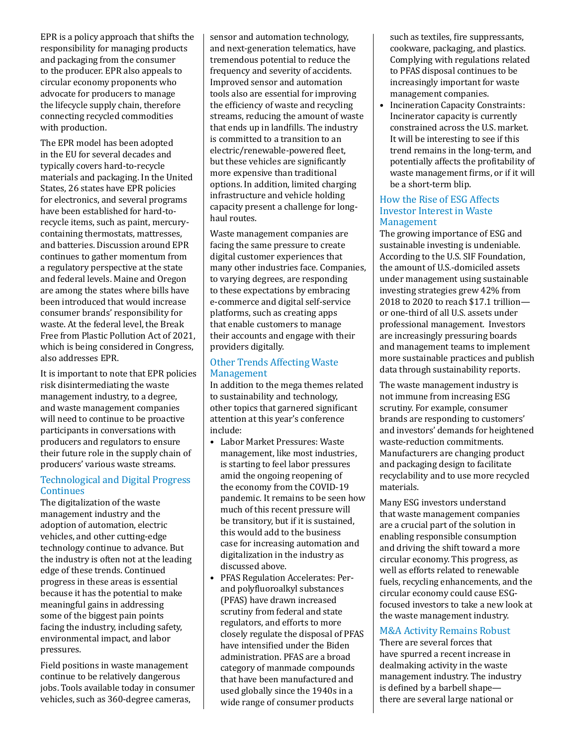EPR is a policy approach that shifts the responsibility for managing products and packaging from the consumer to the producer. EPR also appeals to circular economy proponents who advocate for producers to manage the lifecycle supply chain, therefore connecting recycled commodities with production.

The EPR model has been adopted in the EU for several decades and typically covers hard-to-recycle materials and packaging. In the United States, 26 states have EPR policies for electronics, and several programs have been established for hard-to-recycle items, such as paint, mercury-containing thermostats, mattresses, and batteries. Discussion around EPR continues to gather momentum from a regulatory perspective at the state and federal levels. Maine and Oregon are among the states where bills have been introduced that would increase consumer brands' responsibility for waste. At the federal level, the Break Free from Plastic Pollution Act of 2021, which is being considered in Congress, also addresses EPR.

It is important to note that EPR policies risk disintermediating the waste management industry, to a degree, and waste management companies will need to continue to be proactive participants in conversations with producers and regulators to ensure their future role in the supply chain of producers' various waste streams.

## Technological and Digital Progress Continues

The digitalization of the waste management industry and the adoption of automation, electric vehicles, and other cutting-edge technology continue to advance. But the industry is often not at the leading edge of these trends. Continued progress in these areas is essential because it has the potential to make meaningful gains in addressing some of the biggest pain points facing the industry, including safety, environmental impact, and labor pressures.

Field positions in waste management continue to be relatively dangerous jobs. Tools available today in consumer vehicles, such as 360-degree cameras, sensor and automation technology, and next-generation telematics, have tremendous potential to reduce the frequency and severity of accidents. Improved sensor and automation tools also are essential for improving the efficiency of waste and recycling streams, reducing the amount of waste that ends up in landfills. The industry is committed to a transition to an electric/renewable-powered fleet, but these vehicles are significantly more expensive than traditional options. In addition, limited charging infrastructure and vehicle holding capacity present a challenge for long-haul routes.

Waste management companies are facing the same pressure to create digital customer experiences that many other industries face. Companies, to varying degrees, are responding to these expectations by embracing e-commerce and digital self-service platforms, such as creating apps that enable customers to manage their accounts and engage with their providers digitally.

## Other Trends Affecting Waste Management

In addition to the mega themes related to sustainability and technology, other topics that garnered significant attention at this year's conference include:

- Labor Market Pressures: Waste management, like most industries, is starting to feel labor pressures amid the ongoing reopening of the economy from the COVID-19 pandemic. It remains to be seen how much of this recent pressure will be transitory, but if it is sustained, this would add to the business case for increasing automation and digitalization in the industry as discussed above.
- PFAS Regulation Accelerates: Per- and polyfluoroalkyl substances (PFAS) have drawn increased scrutiny from federal and state regulators, and efforts to more closely regulate the disposal of PFAS have intensified under the Biden administration. PFAS are a broad category of manmade compounds that have been manufactured and used globally since the 1940s in a wide range of consumer products such as textiles, fire suppressants, cookware, packaging, and plastics. Complying with regulations related to PFAS disposal continues to be increasingly important for waste management companies.
- Incineration Capacity Constraints: Incinerator capacity is currently constrained across the U.S. market. It will be interesting to see if this trend remains in the long-term, and potentially affects the profitability of waste management firms, or if it will be a short-term blip.

## How the Rise of ESG Affects Investor Interest in Waste Management

The growing importance of ESG and sustainable investing is undeniable. According to the U.S. SIF Foundation, the amount of U.S.-domiciled assets under management using sustainable investing strategies grew 42% from 2018 to 2020 to reach $17.1 trillion—or one-third of all U.S. assets under professional management. Investors are increasingly pressuring boards and management teams to implement more sustainable practices and publish data through sustainability reports.

The waste management industry is not immune from increasing ESG scrutiny. For example, consumer brands are responding to customers' and investors' demands for heightened waste-reduction commitments. Manufacturers are changing product and packaging design to facilitate recyclability and to use more recycled materials.

Many ESG investors understand that waste management companies are a crucial part of the solution in enabling responsible consumption and driving the shift toward a more circular economy. This progress, as well as efforts related to renewable fuels, recycling enhancements, and the circular economy could cause ESG-focused investors to take a new look at the waste management industry.

## M&A Activity Remains Robust

There are several forces that have spurred a recent increase in dealmaking activity in the waste management industry. The industry is defined by a barbell shape—there are several large national or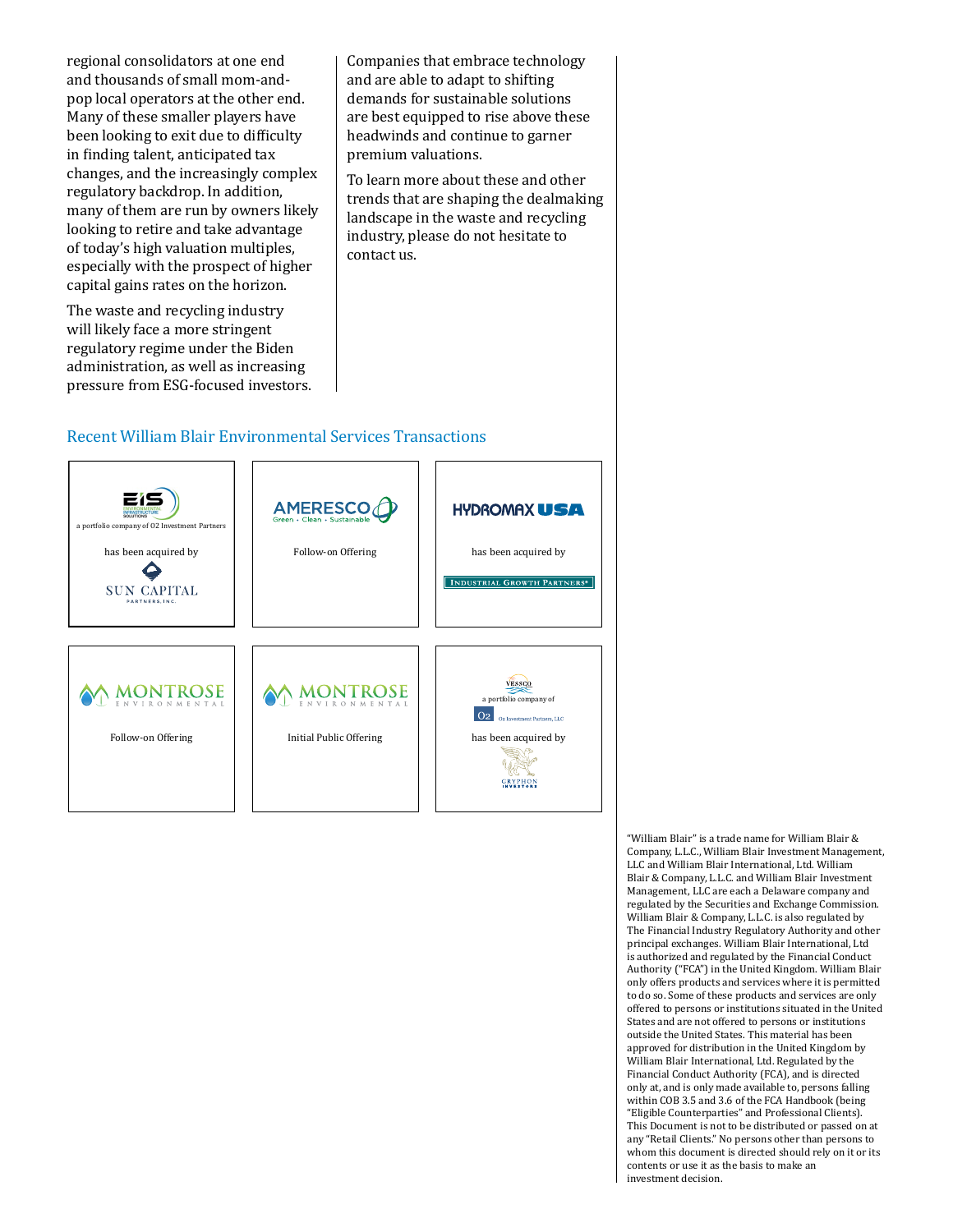regional consolidators at one end and thousands of small mom-and-pop local operators at the other end. Many of these smaller players have been looking to exit due to difficulty in finding talent, anticipated tax changes, and the increasingly complex regulatory backdrop. In addition, many of them are run by owners likely looking to retire and take advantage of today's high valuation multiples, especially with the prospect of higher capital gains rates on the horizon.

The waste and recycling industry will likely face a more stringent regulatory regime under the Biden administration, as well as increasing pressure from ESG-focused investors. Companies that embrace technology and are able to adapt to shifting demands for sustainable solutions are best equipped to rise above these headwinds and continue to garner premium valuations.

To learn more about these and other trends that are shaping the dealmaking landscape in the waste and recycling industry, please do not hesitate to contact us.

## Recent William Blair Environmental Services Transactions

EIS Environmental Infrastructure Solutions
a portfolio company of O2 Investment Partners
has been acquired by
Sun Capital Partners, Inc.

Ameresco Green · Clean · Sustainable
Follow-on Offering

Hydromax USA
has been acquired by
Industrial Growth Partners

Montrose Environmental
Follow-on Offering

Montrose Environmental
Initial Public Offering

Vessco
a portfolio company of
O2 Investment Partners, LLC
has been acquired by
Gryphon Investors

"William Blair" is a trade name for William Blair & Company, L.L.C., William Blair Investment Management, LLC and William Blair International, Ltd. William Blair & Company, L.L.C. and William Blair Investment Management, LLC are each a Delaware company and regulated by the Securities and Exchange Commission. William Blair & Company, L.L.C. is also regulated by The Financial Industry Regulatory Authority and other principal exchanges. William Blair International, Ltd is authorized and regulated by the Financial Conduct Authority ("FCA") in the United Kingdom. William Blair only offers products and services where it is permitted to do so. Some of these products and services are only offered to persons or institutions situated in the United States and are not offered to persons or institutions outside the United States. This material has been approved for distribution in the United Kingdom by William Blair International, Ltd. Regulated by the Financial Conduct Authority (FCA), and is directed only at, and is only made available to, persons falling within COB 3.5 and 3.6 of the FCA Handbook (being "Eligible Counterparties" and Professional Clients). This Document is not to be distributed or passed on at any "Retail Clients." No persons other than persons to whom this document is directed should rely on it or its contents or use it as the basis to make an investment decision.